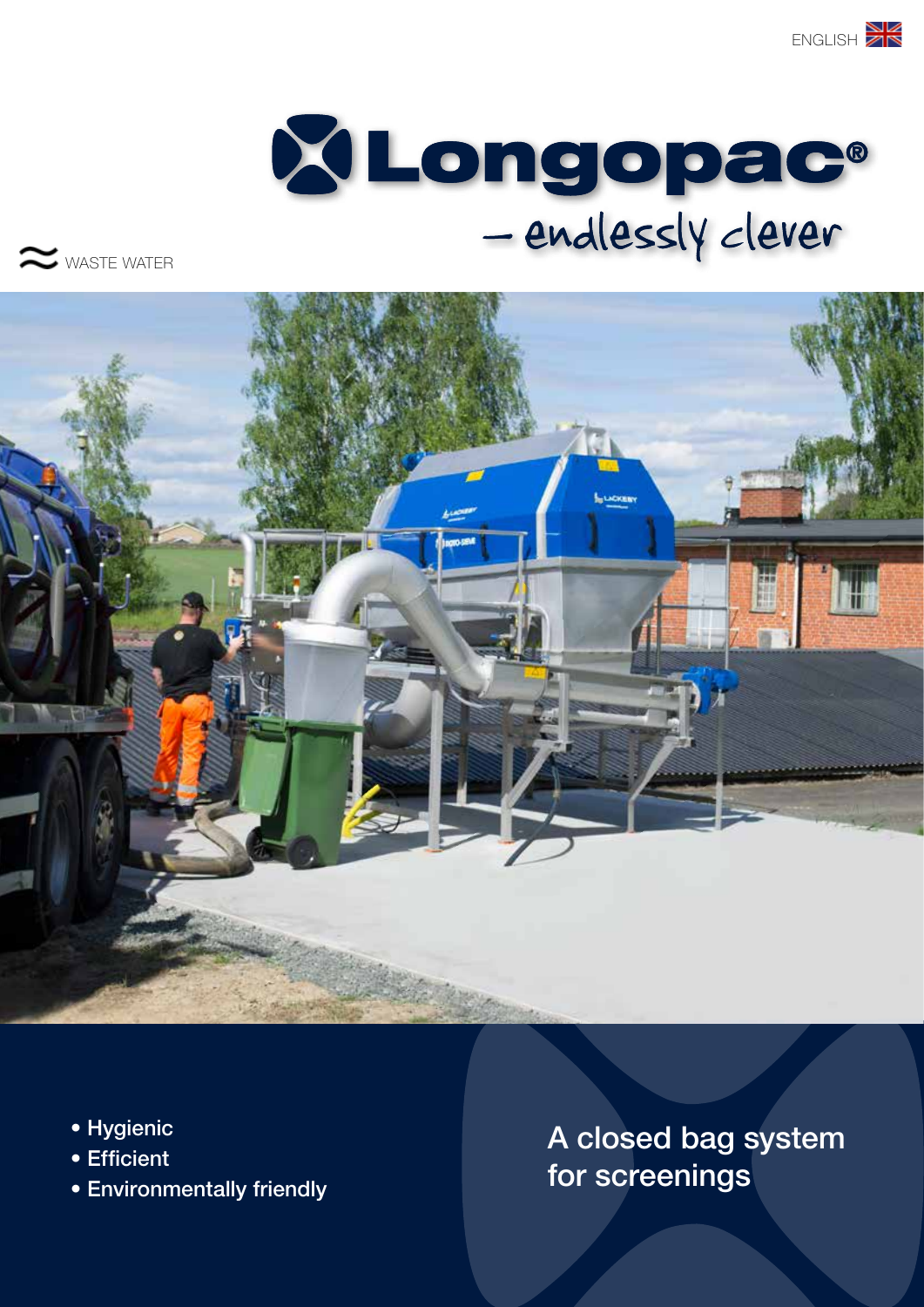ENGLISH

# Longopac®

– endlessly clever

WASTE WATER

- Hygienic
- Efficient
- Environmentally friendly

## A closed bag system for screenings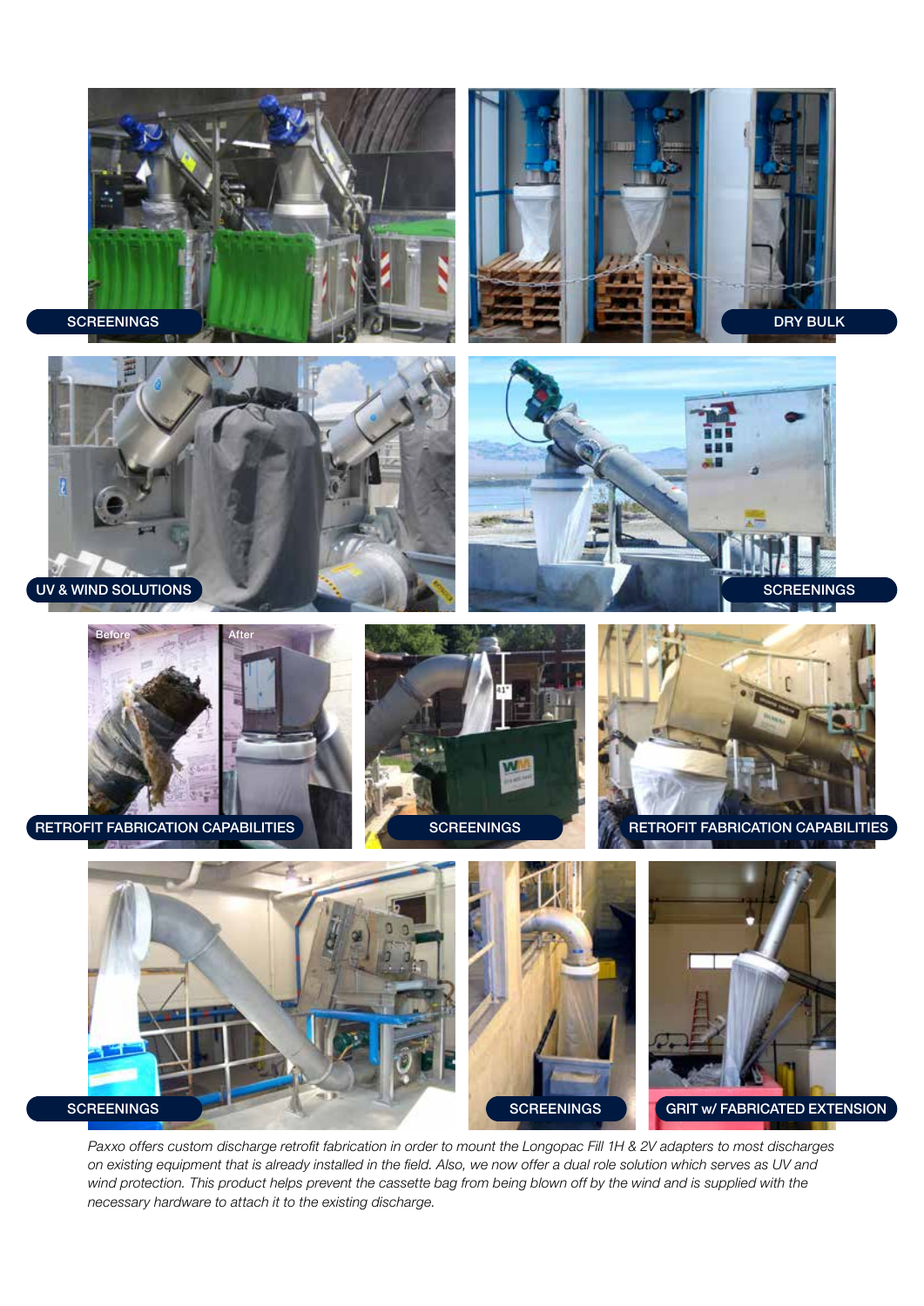SCREENINGS

DRY BULK

UV & WIND SOLUTIONS

SCREENINGS

RETROFIT FABRICATION CAPABILITIES

SCREENINGS

RETROFIT FABRICATION CAPABILITIES

SCREENINGS

SCREENINGS

GRIT w/ FABRICATED EXTENSION

*Paxxo offers custom discharge retrofit fabrication in order to mount the Longopac Fill 1H & 2V adapters to most discharges on existing equipment that is already installed in the field. Also, we now offer a dual role solution which serves as UV and wind protection. This product helps prevent the cassette bag from being blown off by the wind and is supplied with the necessary hardware to attach it to the existing discharge.*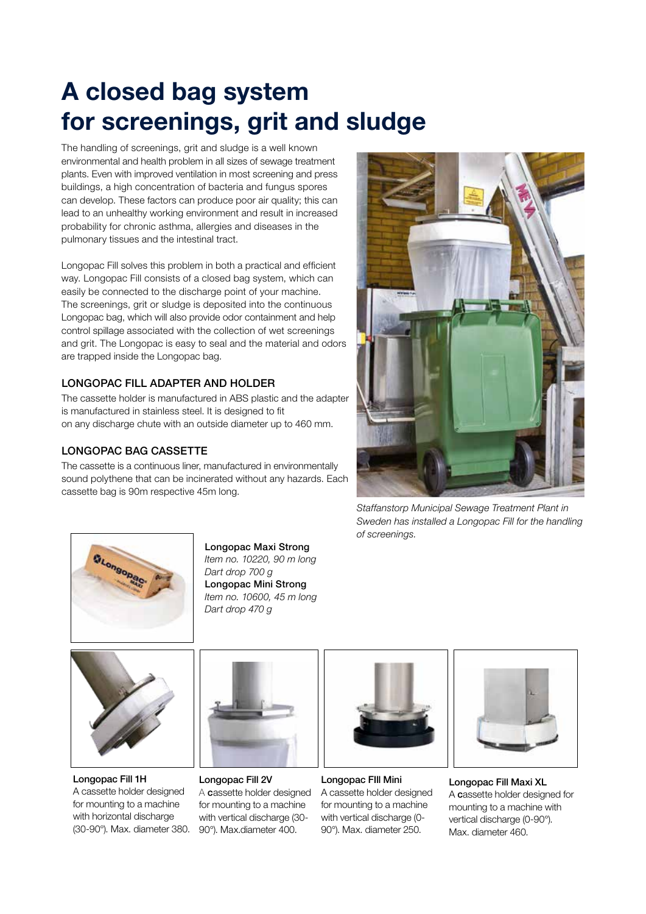# A closed bag system for screenings, grit and sludge

The handling of screenings, grit and sludge is a well known environmental and health problem in all sizes of sewage treatment plants. Even with improved ventilation in most screening and press buildings, a high concentration of bacteria and fungus spores can develop. These factors can produce poor air quality; this can lead to an unhealthy working environment and result in increased probability for chronic asthma, allergies and diseases in the pulmonary tissues and the intestinal tract.

Longopac Fill solves this problem in both a practical and efficient way. Longopac Fill consists of a closed bag system, which can easily be connected to the discharge point of your machine. The screenings, grit or sludge is deposited into the continuous Longopac bag, which will also provide odor containment and help control spillage associated with the collection of wet screenings and grit. The Longopac is easy to seal and the material and odors are trapped inside the Longopac bag.

## LONGOPAC FILL ADAPTER AND HOLDER

The cassette holder is manufactured in ABS plastic and the adapter is manufactured in stainless steel. It is designed to fit on any discharge chute with an outside diameter up to 460 mm.

## LONGOPAC BAG CASSETTE

The cassette is a continuous liner, manufactured in environmentally sound polythene that can be incinerated without any hazards. Each cassette bag is 90m respective 45m long.

*Staffanstorp Municipal Sewage Treatment Plant in Sweden has installed a Longopac Fill for the handling of screenings.*

**Longopac Maxi Strong**
*Item no. 10220, 90 m long*
*Dart drop 700 g*
**Longopac Mini Strong**
*Item no. 10600, 45 m long*
*Dart drop 470 g*

**Longopac Fill 1H**
A cassette holder designed for mounting to a machine with horizontal discharge (30-90°). Max. diameter 380.

**Longopac Fill 2V**
A cassette holder designed for mounting to a machine with vertical discharge (30-90°). Max.diameter 400.

**Longopac FIll Mini**
A cassette holder designed for mounting to a machine with vertical discharge (0-90°). Max. diameter 250.

**Longopac Fill Maxi XL**
A cassette holder designed for mounting to a machine with vertical discharge (0-90°). Max. diameter 460.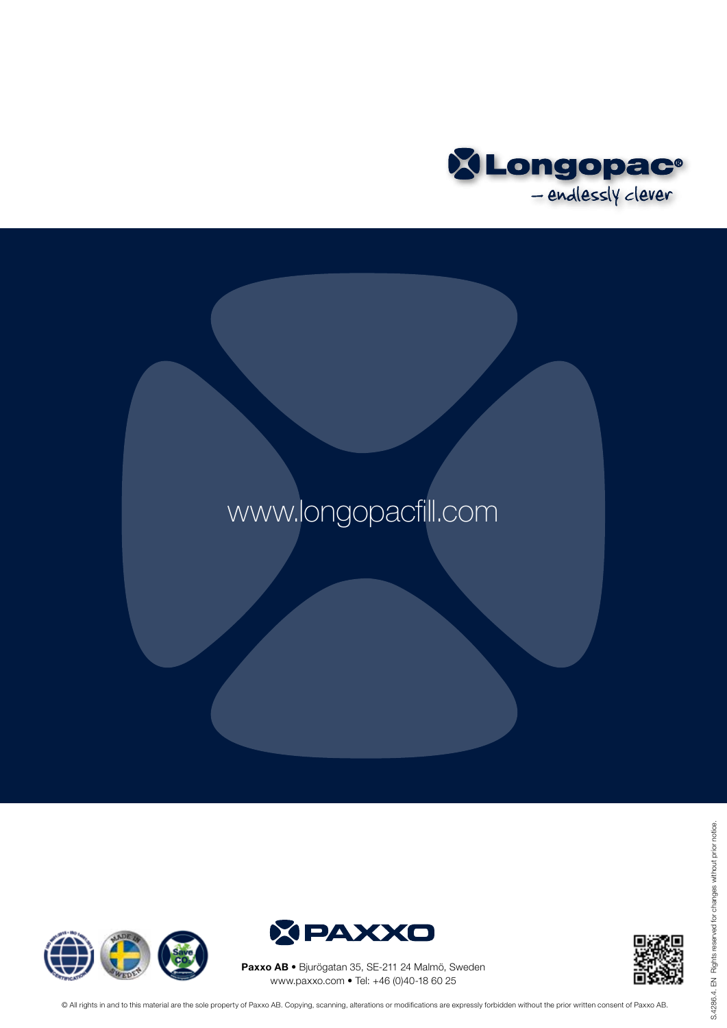Longopac®

– endlessly clever

www.longopacfill.com

PAXXO

**Paxxo AB** • Bjurögatan 35, SE-211 24 Malmö, Sweden
www.paxxo.com • Tel: +46 (0)40-18 60 25

S.4286.4. EN Rights reserved for changes without prior notice.

© All rights in and to this material are the sole property of Paxxo AB. Copying, scanning, alterations or modifications are expressly forbidden without the prior written consent of Paxxo AB.